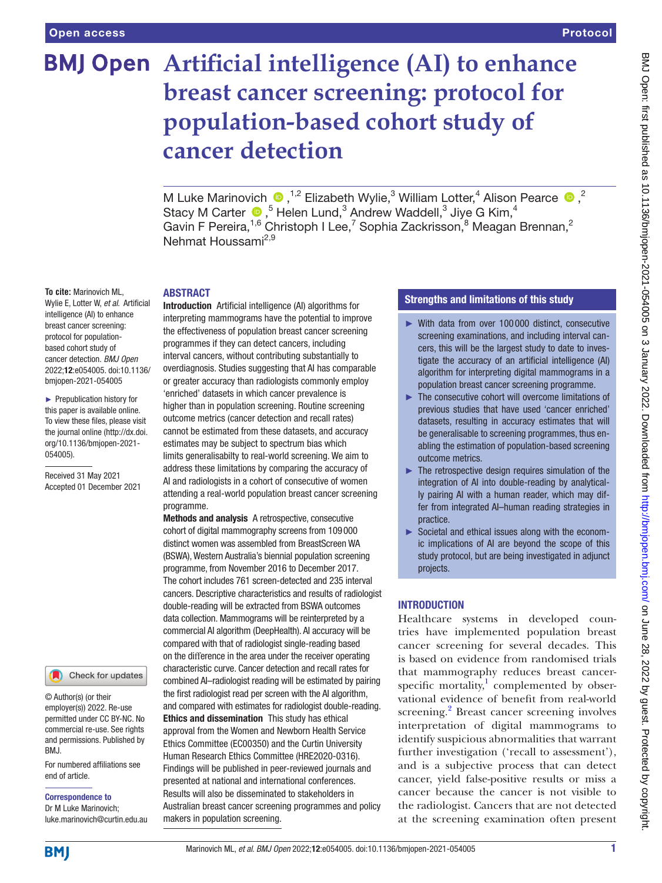# Artificial intelligence (AI) to enhance breast cancer screening: protocol for population-based cohort study of cancer detection

M Luke Marinovich,[1,2] Elizabeth Wylie,[3] William Lotter,[4] Alison Pearce,[2] Stacy M Carter,[5] Helen Lund,[3] Andrew Waddell,[3] Jiye G Kim,[4] Gavin F Pereira,[1,6] Christoph I Lee,[7] Sophia Zackrisson,[8] Meagan Brennan,[2] Nehmat Houssami[2,9]

**To cite:** Marinovich ML, Wylie E, Lotter W, *et al*. Artificial intelligence (AI) to enhance breast cancer screening: protocol for population-based cohort study of cancer detection. *BMJ Open* 2022;**12**:e054005. doi:10.1136/bmjopen-2021-054005

► Prepublication history for this paper is available online. To view these files, please visit the journal online (http://dx.doi.org/10.1136/bmjopen-2021-054005).

Received 31 May 2021
Accepted 01 December 2021

© Author(s) (or their employer(s)) 2022. Re-use permitted under CC BY-NC. No commercial re-use. See rights and permissions. Published by BMJ.

For numbered affiliations see end of article.

**Correspondence to**
Dr M Luke Marinovich; luke.marinovich@curtin.edu.au

## ABSTRACT

**Introduction** Artificial intelligence (AI) algorithms for interpreting mammograms have the potential to improve the effectiveness of population breast cancer screening programmes if they can detect cancers, including interval cancers, without contributing substantially to overdiagnosis. Studies suggesting that AI has comparable or greater accuracy than radiologists commonly employ 'enriched' datasets in which cancer prevalence is higher than in population screening. Routine screening outcome metrics (cancer detection and recall rates) cannot be estimated from these datasets, and accuracy estimates may be subject to spectrum bias which limits generalisabilty to real-world screening. We aim to address these limitations by comparing the accuracy of AI and radiologists in a cohort of consecutive of women attending a real-world population breast cancer screening programme.

**Methods and analysis** A retrospective, consecutive cohort of digital mammography screens from 109 000 distinct women was assembled from BreastScreen WA (BSWA), Western Australia's biennial population screening programme, from November 2016 to December 2017. The cohort includes 761 screen-detected and 235 interval cancers. Descriptive characteristics and results of radiologist double-reading will be extracted from BSWA outcomes data collection. Mammograms will be reinterpreted by a commercial AI algorithm (DeepHealth). AI accuracy will be compared with that of radiologist single-reading based on the difference in the area under the receiver operating characteristic curve. Cancer detection and recall rates for combined AI–radiologist reading will be estimated by pairing the first radiologist read per screen with the AI algorithm, and compared with estimates for radiologist double-reading.

**Ethics and dissemination** This study has ethical approval from the Women and Newborn Health Service Ethics Committee (EC00350) and the Curtin University Human Research Ethics Committee (HRE2020-0316). Findings will be published in peer-reviewed journals and presented at national and international conferences. Results will also be disseminated to stakeholders in Australian breast cancer screening programmes and policy makers in population screening.

## Strengths and limitations of this study

- ► With data from over 100 000 distinct, consecutive screening examinations, and including interval cancers, this will be the largest study to date to investigate the accuracy of an artificial intelligence (AI) algorithm for interpreting digital mammograms in a population breast cancer screening programme.
- ► The consecutive cohort will overcome limitations of previous studies that have used 'cancer enriched' datasets, resulting in accuracy estimates that will be generalisable to screening programmes, thus enabling the estimation of population-based screening outcome metrics.
- ► The retrospective design requires simulation of the integration of AI into double-reading by analytically pairing AI with a human reader, which may differ from integrated AI–human reading strategies in practice.
- ► Societal and ethical issues along with the economic implications of AI are beyond the scope of this study protocol, but are being investigated in adjunct projects.

## INTRODUCTION

Healthcare systems in developed countries have implemented population breast cancer screening for several decades. This is based on evidence from randomised trials that mammography reduces breast cancer-specific mortality,[1] complemented by observational evidence of benefit from real-world screening.[2] Breast cancer screening involves interpretation of digital mammograms to identify suspicious abnormalities that warrant further investigation ('recall to assessment'), and is a subjective process that can detect cancer, yield false-positive results or miss a cancer because the cancer is not visible to the radiologist. Cancers that are not detected at the screening examination often present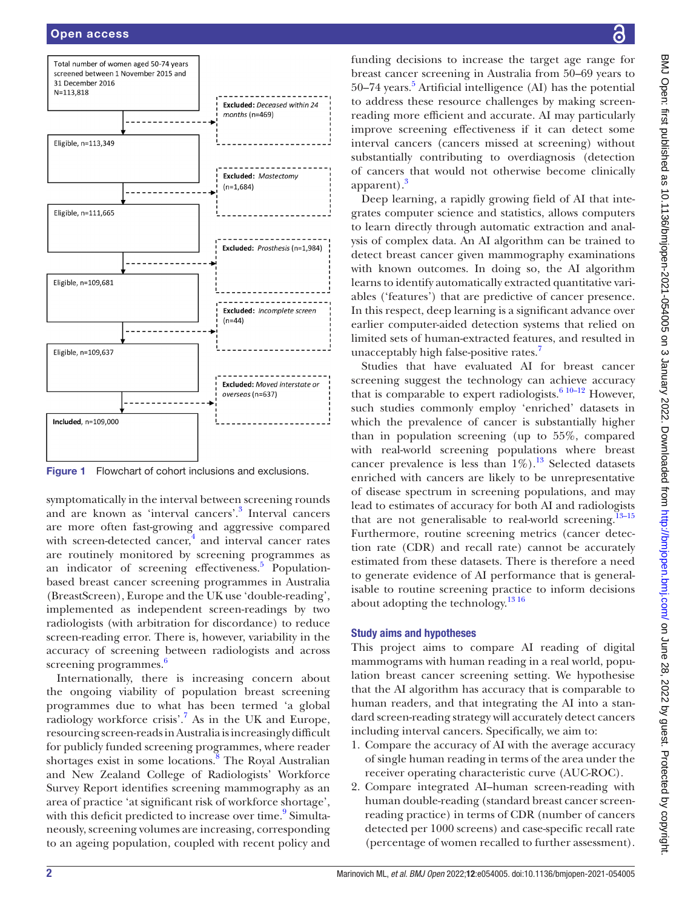Total number of women aged 50-74 years screened between 1 November 2015 and 31 December 2016
N=113,818

Excluded: *Deceased within 24 months* (n=469)

Eligible, n=113,349

Excluded: *Mastectomy* (n=1,684)

Eligible, n=111,665

Excluded: *Prosthesis* (n=1,984)

Eligible, n=109,681

Excluded: *Incomplete screen* (n=44)

Eligible, n=109,637

Excluded: *Moved interstate or overseas* (n=637)

**Included**, n=109,000

**Figure 1** Flowchart of cohort inclusions and exclusions.

symptomatically in the interval between screening rounds and are known as 'interval cancers'.[3] Interval cancers are more often fast-growing and aggressive compared with screen-detected cancer,[4] and interval cancer rates are routinely monitored by screening programmes as an indicator of screening effectiveness.[5] Population-based breast cancer screening programmes in Australia (BreastScreen), Europe and the UK use 'double-reading', implemented as independent screen-readings by two radiologists (with arbitration for discordance) to reduce screen-reading error. There is, however, variability in the accuracy of screening between radiologists and across screening programmes.[6]

Internationally, there is increasing concern about the ongoing viability of population breast screening programmes due to what has been termed 'a global radiology workforce crisis'.[7] As in the UK and Europe, resourcing screen-reads in Australia is increasingly difficult for publicly funded screening programmes, where reader shortages exist in some locations.[8] The Royal Australian and New Zealand College of Radiologists' Workforce Survey Report identifies screening mammography as an area of practice 'at significant risk of workforce shortage', with this deficit predicted to increase over time.[9] Simultaneously, screening volumes are increasing, corresponding to an ageing population, coupled with recent policy and funding decisions to increase the target age range for breast cancer screening in Australia from 50–69 years to 50–74 years.[5] Artificial intelligence (AI) has the potential to address these resource challenges by making screen-reading more efficient and accurate. AI may particularly improve screening effectiveness if it can detect some interval cancers (cancers missed at screening) without substantially contributing to overdiagnosis (detection of cancers that would not otherwise become clinically apparent).[3]

Deep learning, a rapidly growing field of AI that integrates computer science and statistics, allows computers to learn directly through automatic extraction and analysis of complex data. An AI algorithm can be trained to detect breast cancer given mammography examinations with known outcomes. In doing so, the AI algorithm learns to identify automatically extracted quantitative variables ('features') that are predictive of cancer presence. In this respect, deep learning is a significant advance over earlier computer-aided detection systems that relied on limited sets of human-extracted features, and resulted in unacceptably high false-positive rates.[7]

Studies that have evaluated AI for breast cancer screening suggest the technology can achieve accuracy that is comparable to expert radiologists.[6 10–12] However, such studies commonly employ 'enriched' datasets in which the prevalence of cancer is substantially higher than in population screening (up to 55%, compared with real-world screening populations where breast cancer prevalence is less than 1%).[13] Selected datasets enriched with cancers are likely to be unrepresentative of disease spectrum in screening populations, and may lead to estimates of accuracy for both AI and radiologists that are not generalisable to real-world screening.[13–15] Furthermore, routine screening metrics (cancer detection rate (CDR) and recall rate) cannot be accurately estimated from these datasets. There is therefore a need to generate evidence of AI performance that is generalisable to routine screening practice to inform decisions about adopting the technology.[13 16]

## Study aims and hypotheses

This project aims to compare AI reading of digital mammograms with human reading in a real world, population breast cancer screening setting. We hypothesise that the AI algorithm has accuracy that is comparable to human readers, and that integrating the AI into a standard screen-reading strategy will accurately detect cancers including interval cancers. Specifically, we aim to:

1. Compare the accuracy of AI with the average accuracy of single human reading in terms of the area under the receiver operating characteristic curve (AUC-ROC).
2. Compare integrated AI–human screen-reading with human double-reading (standard breast cancer screen-reading practice) in terms of CDR (number of cancers detected per 1000 screens) and case-specific recall rate (percentage of women recalled to further assessment).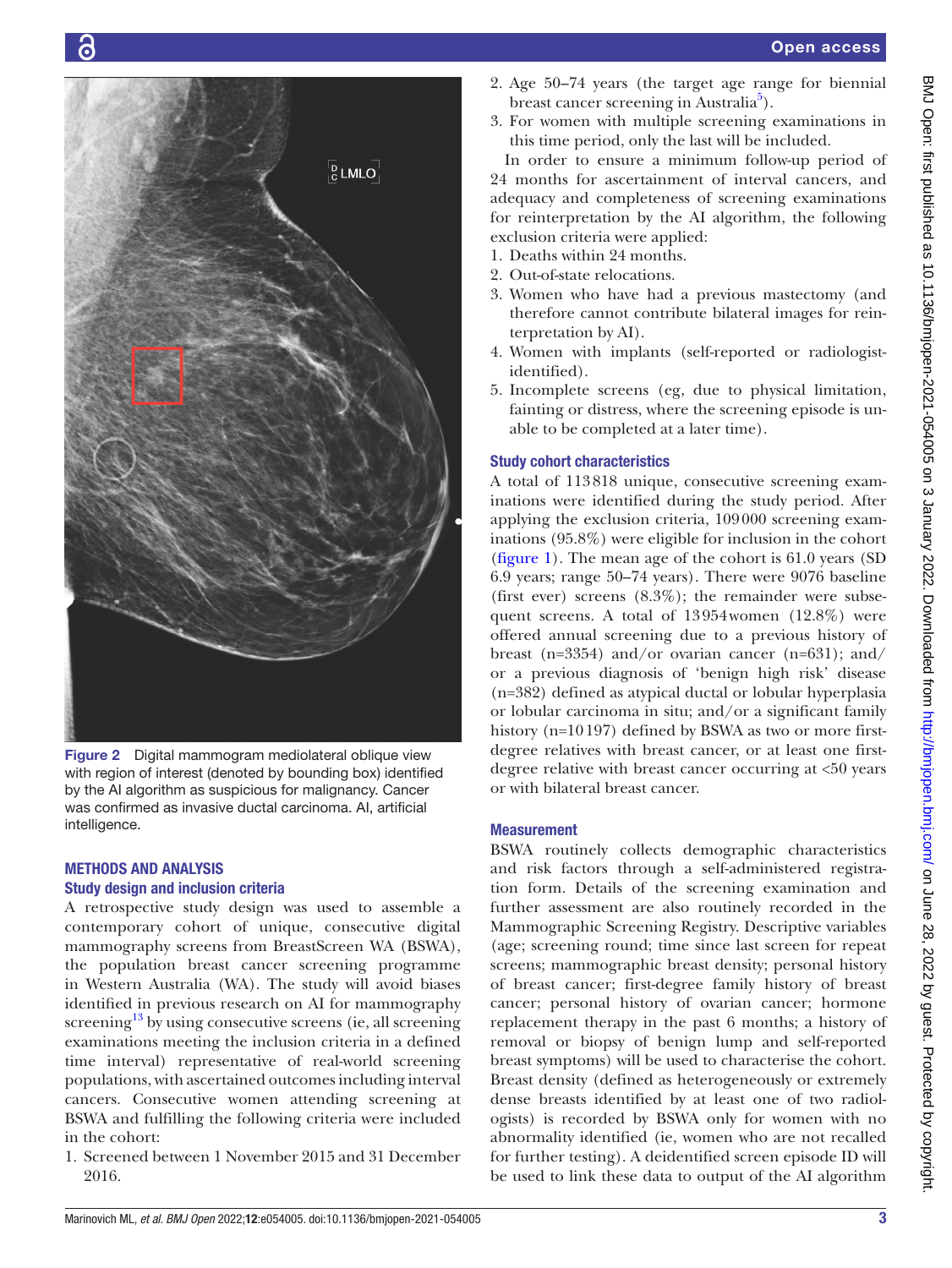Figure 2 Digital mammogram mediolateral oblique view with region of interest (denoted by bounding box) identified by the AI algorithm as suspicious for malignancy. Cancer was confirmed as invasive ductal carcinoma. AI, artificial intelligence.

## METHODS AND ANALYSIS

### Study design and inclusion criteria

A retrospective study design was used to assemble a contemporary cohort of unique, consecutive digital mammography screens from BreastScreen WA (BSWA), the population breast cancer screening programme in Western Australia (WA). The study will avoid biases identified in previous research on AI for mammography screening[13] by using consecutive screens (ie, all screening examinations meeting the inclusion criteria in a defined time interval) representative of real-world screening populations, with ascertained outcomes including interval cancers. Consecutive women attending screening at BSWA and fulfilling the following criteria were included in the cohort:

1. Screened between 1 November 2015 and 31 December 2016.
2. Age 50–74 years (the target age range for biennial breast cancer screening in Australia[5]).
3. For women with multiple screening examinations in this time period, only the last will be included.

In order to ensure a minimum follow-up period of 24 months for ascertainment of interval cancers, and adequacy and completeness of screening examinations for reinterpretation by the AI algorithm, the following exclusion criteria were applied:

1. Deaths within 24 months.
2. Out-of-state relocations.
3. Women who have had a previous mastectomy (and therefore cannot contribute bilateral images for reinterpretation by AI).
4. Women with implants (self-reported or radiologist-identified).
5. Incomplete screens (eg, due to physical limitation, fainting or distress, where the screening episode is unable to be completed at a later time).

### Study cohort characteristics

A total of 113818 unique, consecutive screening examinations were identified during the study period. After applying the exclusion criteria, 109000 screening examinations (95.8%) were eligible for inclusion in the cohort (figure 1). The mean age of the cohort is 61.0 years (SD 6.9 years; range 50–74 years). There were 9076 baseline (first ever) screens (8.3%); the remainder were subsequent screens. A total of 13954 women (12.8%) were offered annual screening due to a previous history of breast (n=3354) and/or ovarian cancer (n=631); and/or a previous diagnosis of 'benign high risk' disease (n=382) defined as atypical ductal or lobular hyperplasia or lobular carcinoma in situ; and/or a significant family history (n=10197) defined by BSWA as two or more first-degree relatives with breast cancer, or at least one first-degree relative with breast cancer occurring at <50 years or with bilateral breast cancer.

### Measurement

BSWA routinely collects demographic characteristics and risk factors through a self-administered registration form. Details of the screening examination and further assessment are also routinely recorded in the Mammographic Screening Registry. Descriptive variables (age; screening round; time since last screen for repeat screens; mammographic breast density; personal history of breast cancer; first-degree family history of breast cancer; personal history of ovarian cancer; hormone replacement therapy in the past 6 months; a history of removal or biopsy of benign lump and self-reported breast symptoms) will be used to characterise the cohort. Breast density (defined as heterogeneously or extremely dense breasts identified by at least one of two radiologists) is recorded by BSWA only for women with no abnormality identified (ie, women who are not recalled for further testing). A deidentified screen episode ID will be used to link these data to output of the AI algorithm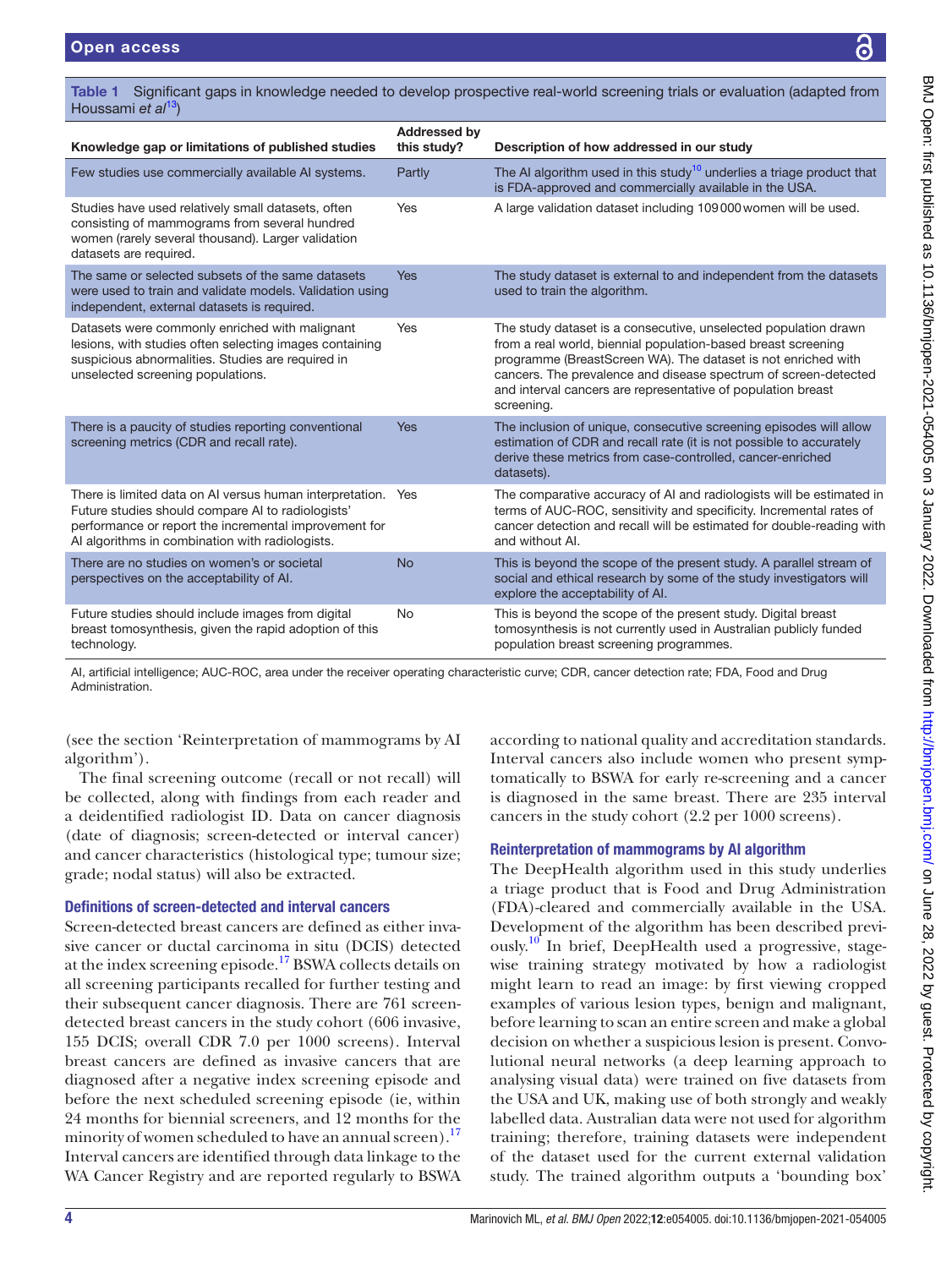Table 1 Significant gaps in knowledge needed to develop prospective real-world screening trials or evaluation (adapted from Houssami *et al*[13])

| Knowledge gap or limitations of published studies | Addressed by this study? | Description of how addressed in our study |
|---|---|---|
| Few studies use commercially available AI systems. | Partly | The AI algorithm used in this study[10] underlies a triage product that is FDA-approved and commercially available in the USA. |
| Studies have used relatively small datasets, often consisting of mammograms from several hundred women (rarely several thousand). Larger validation datasets are required. | Yes | A large validation dataset including 109 000 women will be used. |
| The same or selected subsets of the same datasets were used to train and validate models. Validation using independent, external datasets is required. | Yes | The study dataset is external to and independent from the datasets used to train the algorithm. |
| Datasets were commonly enriched with malignant lesions, with studies often selecting images containing suspicious abnormalities. Studies are required in unselected screening populations. | Yes | The study dataset is a consecutive, unselected population drawn from a real world, biennial population-based breast screening programme (BreastScreen WA). The dataset is not enriched with cancers. The prevalence and disease spectrum of screen-detected and interval cancers are representative of population breast screening. |
| There is a paucity of studies reporting conventional screening metrics (CDR and recall rate). | Yes | The inclusion of unique, consecutive screening episodes will allow estimation of CDR and recall rate (it is not possible to accurately derive these metrics from case-controlled, cancer-enriched datasets). |
| There is limited data on AI versus human interpretation. Future studies should compare AI to radiologists' performance or report the incremental improvement for AI algorithms in combination with radiologists. | Yes | The comparative accuracy of AI and radiologists will be estimated in terms of AUC-ROC, sensitivity and specificity. Incremental rates of cancer detection and recall will be estimated for double-reading with and without AI. |
| There are no studies on women's or societal perspectives on the acceptability of AI. | No | This is beyond the scope of the present study. A parallel stream of social and ethical research by some of the study investigators will explore the acceptability of AI. |
| Future studies should include images from digital breast tomosynthesis, given the rapid adoption of this technology. | No | This is beyond the scope of the present study. Digital breast tomosynthesis is not currently used in Australian publicly funded population breast screening programmes. |

AI, artificial intelligence; AUC-ROC, area under the receiver operating characteristic curve; CDR, cancer detection rate; FDA, Food and Drug Administration.

(see the section 'Reinterpretation of mammograms by AI algorithm').

The final screening outcome (recall or not recall) will be collected, along with findings from each reader and a deidentified radiologist ID. Data on cancer diagnosis (date of diagnosis; screen-detected or interval cancer) and cancer characteristics (histological type; tumour size; grade; nodal status) will also be extracted.

### Definitions of screen-detected and interval cancers

Screen-detected breast cancers are defined as either invasive cancer or ductal carcinoma in situ (DCIS) detected at the index screening episode.[17] BSWA collects details on all screening participants recalled for further testing and their subsequent cancer diagnosis. There are 761 screen-detected breast cancers in the study cohort (606 invasive, 155 DCIS; overall CDR 7.0 per 1000 screens). Interval breast cancers are defined as invasive cancers that are diagnosed after a negative index screening episode and before the next scheduled screening episode (ie, within 24 months for biennial screeners, and 12 months for the minority of women scheduled to have an annual screen).[17] Interval cancers are identified through data linkage to the WA Cancer Registry and are reported regularly to BSWA according to national quality and accreditation standards. Interval cancers also include women who present symptomatically to BSWA for early re-screening and a cancer is diagnosed in the same breast. There are 235 interval cancers in the study cohort (2.2 per 1000 screens).

### Reinterpretation of mammograms by AI algorithm

The DeepHealth algorithm used in this study underlies a triage product that is Food and Drug Administration (FDA)-cleared and commercially available in the USA. Development of the algorithm has been described previously.[10] In brief, DeepHealth used a progressive, stagewise training strategy motivated by how a radiologist might learn to read an image: by first viewing cropped examples of various lesion types, benign and malignant, before learning to scan an entire screen and make a global decision on whether a suspicious lesion is present. Convolutional neural networks (a deep learning approach to analysing visual data) were trained on five datasets from the USA and UK, making use of both strongly and weakly labelled data. Australian data were not used for algorithm training; therefore, training datasets were independent of the dataset used for the current external validation study. The trained algorithm outputs a 'bounding box'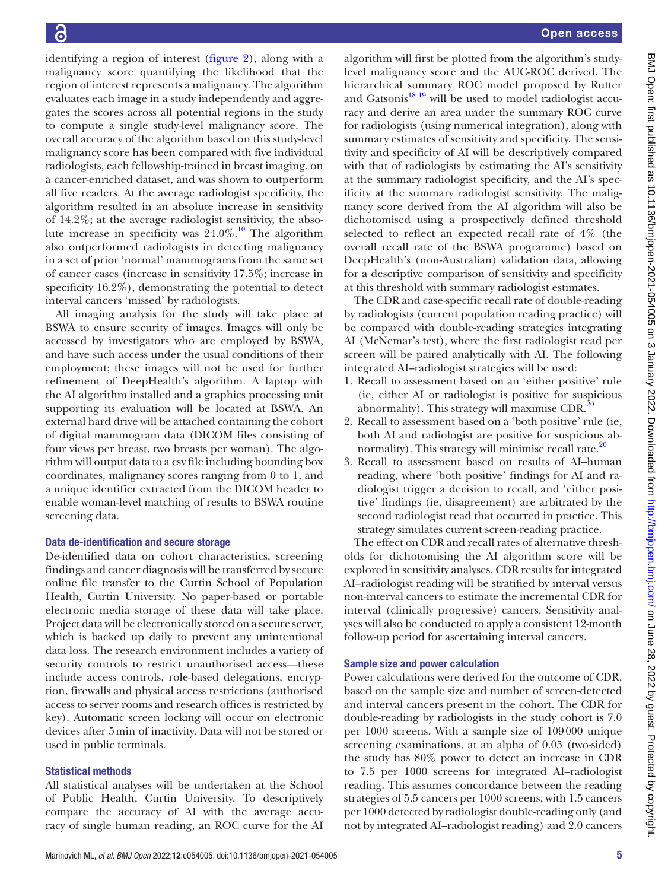identifying a region of interest (figure 2), along with a malignancy score quantifying the likelihood that the region of interest represents a malignancy. The algorithm evaluates each image in a study independently and aggregates the scores across all potential regions in the study to compute a single study-level malignancy score. The overall accuracy of the algorithm based on this study-level malignancy score has been compared with five individual radiologists, each fellowship-trained in breast imaging, on a cancer-enriched dataset, and was shown to outperform all five readers. At the average radiologist specificity, the algorithm resulted in an absolute increase in sensitivity of 14.2%; at the average radiologist sensitivity, the absolute increase in specificity was 24.0%.[10] The algorithm also outperformed radiologists in detecting malignancy in a set of prior 'normal' mammograms from the same set of cancer cases (increase in sensitivity 17.5%; increase in specificity 16.2%), demonstrating the potential to detect interval cancers 'missed' by radiologists.

All imaging analysis for the study will take place at BSWA to ensure security of images. Images will only be accessed by investigators who are employed by BSWA, and have such access under the usual conditions of their employment; these images will not be used for further refinement of DeepHealth's algorithm. A laptop with the AI algorithm installed and a graphics processing unit supporting its evaluation will be located at BSWA. An external hard drive will be attached containing the cohort of digital mammogram data (DICOM files consisting of four views per breast, two breasts per woman). The algorithm will output data to a csv file including bounding box coordinates, malignancy scores ranging from 0 to 1, and a unique identifier extracted from the DICOM header to enable woman-level matching of results to BSWA routine screening data.

### Data de-identification and secure storage

De-identified data on cohort characteristics, screening findings and cancer diagnosis will be transferred by secure online file transfer to the Curtin School of Population Health, Curtin University. No paper-based or portable electronic media storage of these data will take place. Project data will be electronically stored on a secure server, which is backed up daily to prevent any unintentional data loss. The research environment includes a variety of security controls to restrict unauthorised access—these include access controls, role-based delegations, encryption, firewalls and physical access restrictions (authorised access to server rooms and research offices is restricted by key). Automatic screen locking will occur on electronic devices after 5 min of inactivity. Data will not be stored or used in public terminals.

### Statistical methods

All statistical analyses will be undertaken at the School of Public Health, Curtin University. To descriptively compare the accuracy of AI with the average accuracy of single human reading, an ROC curve for the AI algorithm will first be plotted from the algorithm's study-level malignancy score and the AUC-ROC derived. The hierarchical summary ROC model proposed by Rutter and Gatsonis[18,19] will be used to model radiologist accuracy and derive an area under the summary ROC curve for radiologists (using numerical integration), along with summary estimates of sensitivity and specificity. The sensitivity and specificity of AI will be descriptively compared with that of radiologists by estimating the AI's sensitivity at the summary radiologist specificity, and the AI's specificity at the summary radiologist sensitivity. The malignancy score derived from the AI algorithm will also be dichotomised using a prospectively defined threshold selected to reflect an expected recall rate of 4% (the overall recall rate of the BSWA programme) based on DeepHealth's (non-Australian) validation data, allowing for a descriptive comparison of sensitivity and specificity at this threshold with summary radiologist estimates.

The CDR and case-specific recall rate of double-reading by radiologists (current population reading practice) will be compared with double-reading strategies integrating AI (McNemar's test), where the first radiologist read per screen will be paired analytically with AI. The following integrated AI–radiologist strategies will be used:

1. Recall to assessment based on an 'either positive' rule (ie, either AI or radiologist is positive for suspicious abnormality). This strategy will maximise CDR.[20]
2. Recall to assessment based on a 'both positive' rule (ie, both AI and radiologist are positive for suspicious abnormality). This strategy will minimise recall rate.[20]
3. Recall to assessment based on results of AI–human reading, where 'both positive' findings for AI and radiologist trigger a decision to recall, and 'either positive' findings (ie, disagreement) are arbitrated by the second radiologist read that occurred in practice. This strategy simulates current screen-reading practice.

The effect on CDR and recall rates of alternative thresholds for dichotomising the AI algorithm score will be explored in sensitivity analyses. CDR results for integrated AI–radiologist reading will be stratified by interval versus non-interval cancers to estimate the incremental CDR for interval (clinically progressive) cancers. Sensitivity analyses will also be conducted to apply a consistent 12-month follow-up period for ascertaining interval cancers.

### Sample size and power calculation

Power calculations were derived for the outcome of CDR, based on the sample size and number of screen-detected and interval cancers present in the cohort. The CDR for double-reading by radiologists in the study cohort is 7.0 per 1000 screens. With a sample size of 109 000 unique screening examinations, at an alpha of 0.05 (two-sided) the study has 80% power to detect an increase in CDR to 7.5 per 1000 screens for integrated AI–radiologist reading. This assumes concordance between the reading strategies of 5.5 cancers per 1000 screens, with 1.5 cancers per 1000 detected by radiologist double-reading only (and not by integrated AI–radiologist reading) and 2.0 cancers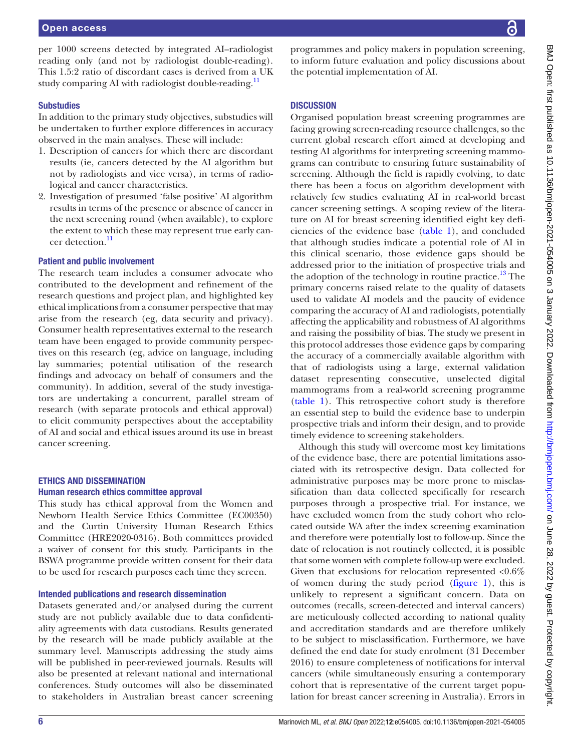per 1000 screens detected by integrated AI–radiologist reading only (and not by radiologist double-reading). This 1.5:2 ratio of discordant cases is derived from a UK study comparing AI with radiologist double-reading.[11]

### Substudies

In addition to the primary study objectives, substudies will be undertaken to further explore differences in accuracy observed in the main analyses. These will include:

1. Description of cancers for which there are discordant results (ie, cancers detected by the AI algorithm but not by radiologists and vice versa), in terms of radiological and cancer characteristics.
2. Investigation of presumed 'false positive' AI algorithm results in terms of the presence or absence of cancer in the next screening round (when available), to explore the extent to which these may represent true early cancer detection.[11]

### Patient and public involvement

The research team includes a consumer advocate who contributed to the development and refinement of the research questions and project plan, and highlighted key ethical implications from a consumer perspective that may arise from the research (eg, data security and privacy). Consumer health representatives external to the research team have been engaged to provide community perspectives on this research (eg, advice on language, including lay summaries; potential utilisation of the research findings and advocacy on behalf of consumers and the community). In addition, several of the study investigators are undertaking a concurrent, parallel stream of research (with separate protocols and ethical approval) to elicit community perspectives about the acceptability of AI and social and ethical issues around its use in breast cancer screening.

## ETHICS AND DISSEMINATION

### Human research ethics committee approval

This study has ethical approval from the Women and Newborn Health Service Ethics Committee (EC00350) and the Curtin University Human Research Ethics Committee (HRE2020-0316). Both committees provided a waiver of consent for this study. Participants in the BSWA programme provide written consent for their data to be used for research purposes each time they screen.

### Intended publications and research dissemination

Datasets generated and/or analysed during the current study are not publicly available due to data confidentiality agreements with data custodians. Results generated by the research will be made publicly available at the summary level. Manuscripts addressing the study aims will be published in peer-reviewed journals. Results will also be presented at relevant national and international conferences. Study outcomes will also be disseminated to stakeholders in Australian breast cancer screening programmes and policy makers in population screening, to inform future evaluation and policy discussions about the potential implementation of AI.

## DISCUSSION

Organised population breast screening programmes are facing growing screen-reading resource challenges, so the current global research effort aimed at developing and testing AI algorithms for interpreting screening mammograms can contribute to ensuring future sustainability of screening. Although the field is rapidly evolving, to date there has been a focus on algorithm development with relatively few studies evaluating AI in real-world breast cancer screening settings. A scoping review of the literature on AI for breast screening identified eight key deficiencies of the evidence base (table 1), and concluded that although studies indicate a potential role of AI in this clinical scenario, those evidence gaps should be addressed prior to the initiation of prospective trials and the adoption of the technology in routine practice.[13] The primary concerns raised relate to the quality of datasets used to validate AI models and the paucity of evidence comparing the accuracy of AI and radiologists, potentially affecting the applicability and robustness of AI algorithms and raising the possibility of bias. The study we present in this protocol addresses those evidence gaps by comparing the accuracy of a commercially available algorithm with that of radiologists using a large, external validation dataset representing consecutive, unselected digital mammograms from a real-world screening programme (table 1). This retrospective cohort study is therefore an essential step to build the evidence base to underpin prospective trials and inform their design, and to provide timely evidence to screening stakeholders.

Although this study will overcome most key limitations of the evidence base, there are potential limitations associated with its retrospective design. Data collected for administrative purposes may be more prone to misclassification than data collected specifically for research purposes through a prospective trial. For instance, we have excluded women from the study cohort who relocated outside WA after the index screening examination and therefore were potentially lost to follow-up. Since the date of relocation is not routinely collected, it is possible that some women with complete follow-up were excluded. Given that exclusions for relocation represented <0.6% of women during the study period (figure 1), this is unlikely to represent a significant concern. Data on outcomes (recalls, screen-detected and interval cancers) are meticulously collected according to national quality and accreditation standards and are therefore unlikely to be subject to misclassification. Furthermore, we have defined the end date for study enrolment (31 December 2016) to ensure completeness of notifications for interval cancers (while simultaneously ensuring a contemporary cohort that is representative of the current target population for breast cancer screening in Australia). Errors in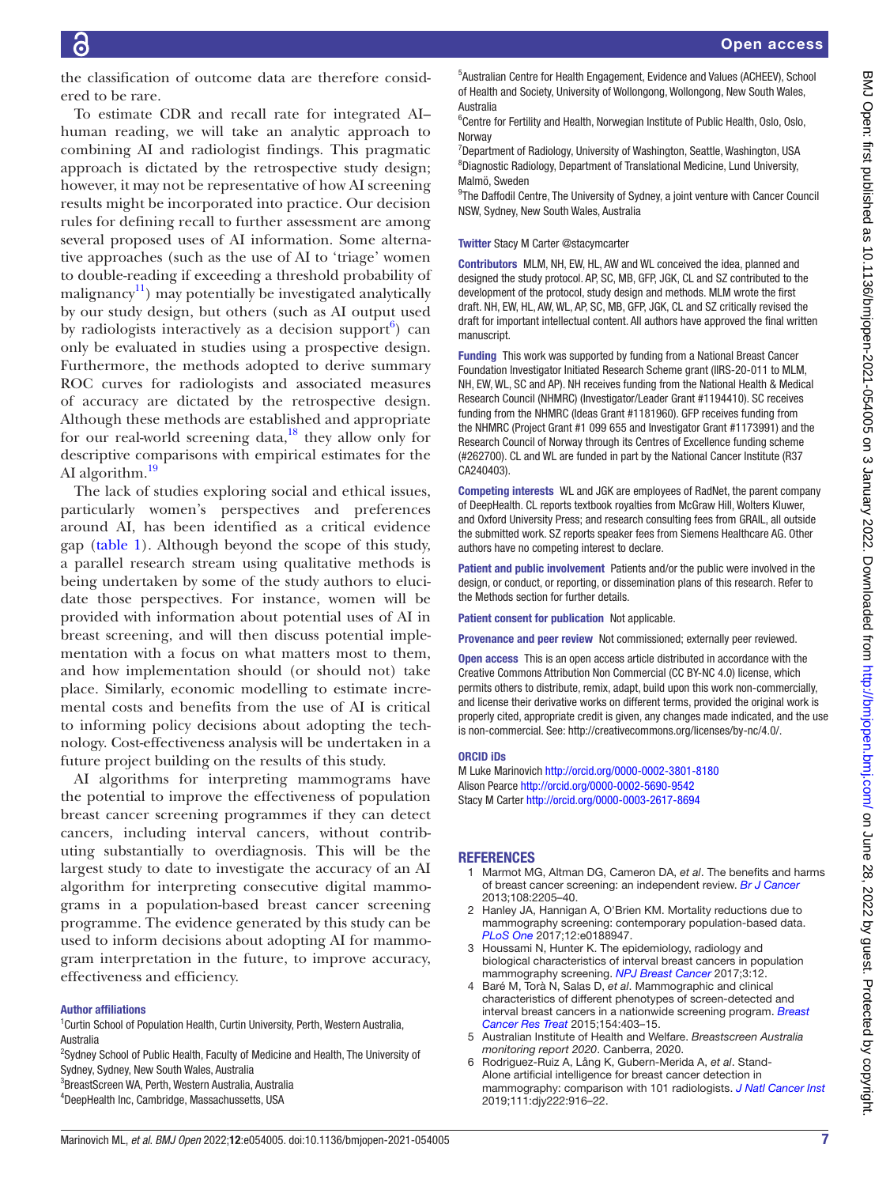the classification of outcome data are therefore considered to be rare.

To estimate CDR and recall rate for integrated AI–human reading, we will take an analytic approach to combining AI and radiologist findings. This pragmatic approach is dictated by the retrospective study design; however, it may not be representative of how AI screening results might be incorporated into practice. Our decision rules for defining recall to further assessment are among several proposed uses of AI information. Some alternative approaches (such as the use of AI to 'triage' women to double-reading if exceeding a threshold probability of malignancy[11]) may potentially be investigated analytically by our study design, but others (such as AI output used by radiologists interactively as a decision support[6]) can only be evaluated in studies using a prospective design. Furthermore, the methods adopted to derive summary ROC curves for radiologists and associated measures of accuracy are dictated by the retrospective design. Although these methods are established and appropriate for our real-world screening data,[18] they allow only for descriptive comparisons with empirical estimates for the AI algorithm.[19]

The lack of studies exploring social and ethical issues, particularly women's perspectives and preferences around AI, has been identified as a critical evidence gap (table 1). Although beyond the scope of this study, a parallel research stream using qualitative methods is being undertaken by some of the study authors to elucidate those perspectives. For instance, women will be provided with information about potential uses of AI in breast screening, and will then discuss potential implementation with a focus on what matters most to them, and how implementation should (or should not) take place. Similarly, economic modelling to estimate incremental costs and benefits from the use of AI is critical to informing policy decisions about adopting the technology. Cost-effectiveness analysis will be undertaken in a future project building on the results of this study.

AI algorithms for interpreting mammograms have the potential to improve the effectiveness of population breast cancer screening programmes if they can detect cancers, including interval cancers, without contributing substantially to overdiagnosis. This will be the largest study to date to investigate the accuracy of an AI algorithm for interpreting consecutive digital mammograms in a population-based breast cancer screening programme. The evidence generated by this study can be used to inform decisions about adopting AI for mammogram interpretation in the future, to improve accuracy, effectiveness and efficiency.

**Author affiliations**

[1]Curtin School of Population Health, Curtin University, Perth, Western Australia, Australia
[2]Sydney School of Public Health, Faculty of Medicine and Health, The University of Sydney, Sydney, New South Wales, Australia
[3]BreastScreen WA, Perth, Western Australia, Australia
[4]DeepHealth Inc, Cambridge, Massachussetts, USA
[5]Australian Centre for Health Engagement, Evidence and Values (ACHEEV), School of Health and Society, University of Wollongong, Wollongong, New South Wales, Australia
[6]Centre for Fertility and Health, Norwegian Institute of Public Health, Oslo, Oslo, Norway
[7]Department of Radiology, University of Washington, Seattle, Washington, USA
[8]Diagnostic Radiology, Department of Translational Medicine, Lund University, Malmö, Sweden
[9]The Daffodil Centre, The University of Sydney, a joint venture with Cancer Council NSW, Sydney, New South Wales, Australia

**Twitter** Stacy M Carter @stacymcarter

**Contributors** MLM, NH, EW, HL, AW and WL conceived the idea, planned and designed the study protocol. AP, SC, MB, GFP, JGK, CL and SZ contributed to the development of the protocol, study design and methods. MLM wrote the first draft. NH, EW, HL, AW, WL, AP, SC, MB, GFP, JGK, CL and SZ critically revised the draft for important intellectual content. All authors have approved the final written manuscript.

**Funding** This work was supported by funding from a National Breast Cancer Foundation Investigator Initiated Research Scheme grant (IIRS-20-011 to MLM, NH, EW, WL, SC and AP). NH receives funding from the National Health & Medical Research Council (NHMRC) (Investigator/Leader Grant #1194410). SC receives funding from the NHMRC (Ideas Grant #1181960). GFP receives funding from the NHMRC (Project Grant #1 099 655 and Investigator Grant #1173991) and the Research Council of Norway through its Centres of Excellence funding scheme (#262700). CL and WL are funded in part by the National Cancer Institute (R37 CA240403).

**Competing interests** WL and JGK are employees of RadNet, the parent company of DeepHealth. CL reports textbook royalties from McGraw Hill, Wolters Kluwer, and Oxford University Press; and research consulting fees from GRAIL, all outside the submitted work. SZ reports speaker fees from Siemens Healthcare AG. Other authors have no competing interest to declare.

**Patient and public involvement** Patients and/or the public were involved in the design, or conduct, or reporting, or dissemination plans of this research. Refer to the Methods section for further details.

**Patient consent for publication** Not applicable.

**Provenance and peer review** Not commissioned; externally peer reviewed.

**Open access** This is an open access article distributed in accordance with the Creative Commons Attribution Non Commercial (CC BY-NC 4.0) license, which permits others to distribute, remix, adapt, build upon this work non-commercially, and license their derivative works on different terms, provided the original work is properly cited, appropriate credit is given, any changes made indicated, and the use is non-commercial. See: http://creativecommons.org/licenses/by-nc/4.0/.

**ORCID iDs**

M Luke Marinovich http://orcid.org/0000-0002-3801-8180
Alison Pearce http://orcid.org/0000-0002-5690-9542
Stacy M Carter http://orcid.org/0000-0003-2617-8694

## REFERENCES

1. Marmot MG, Altman DG, Cameron DA, *et al*. The benefits and harms of breast cancer screening: an independent review. *Br J Cancer* 2013;108:2205–40.
2. Hanley JA, Hannigan A, O'Brien KM. Mortality reductions due to mammography screening: contemporary population-based data. *PLoS One* 2017;12:e0188947.
3. Houssami N, Hunter K. The epidemiology, radiology and biological characteristics of interval breast cancers in population mammography screening. *NPJ Breast Cancer* 2017;3:12.
4. Baré M, Torà N, Salas D, *et al*. Mammographic and clinical characteristics of different phenotypes of screen-detected and interval breast cancers in a nationwide screening program. *Breast Cancer Res Treat* 2015;154:403–15.
5. Australian Institute of Health and Welfare. *Breastscreen Australia monitoring report 2020*. Canberra, 2020.
6. Rodriguez-Ruiz A, Lång K, Gubern-Merida A, *et al*. Stand-Alone artificial intelligence for breast cancer detection in mammography: comparison with 101 radiologists. *J Natl Cancer Inst* 2019;111:djy222:916–22.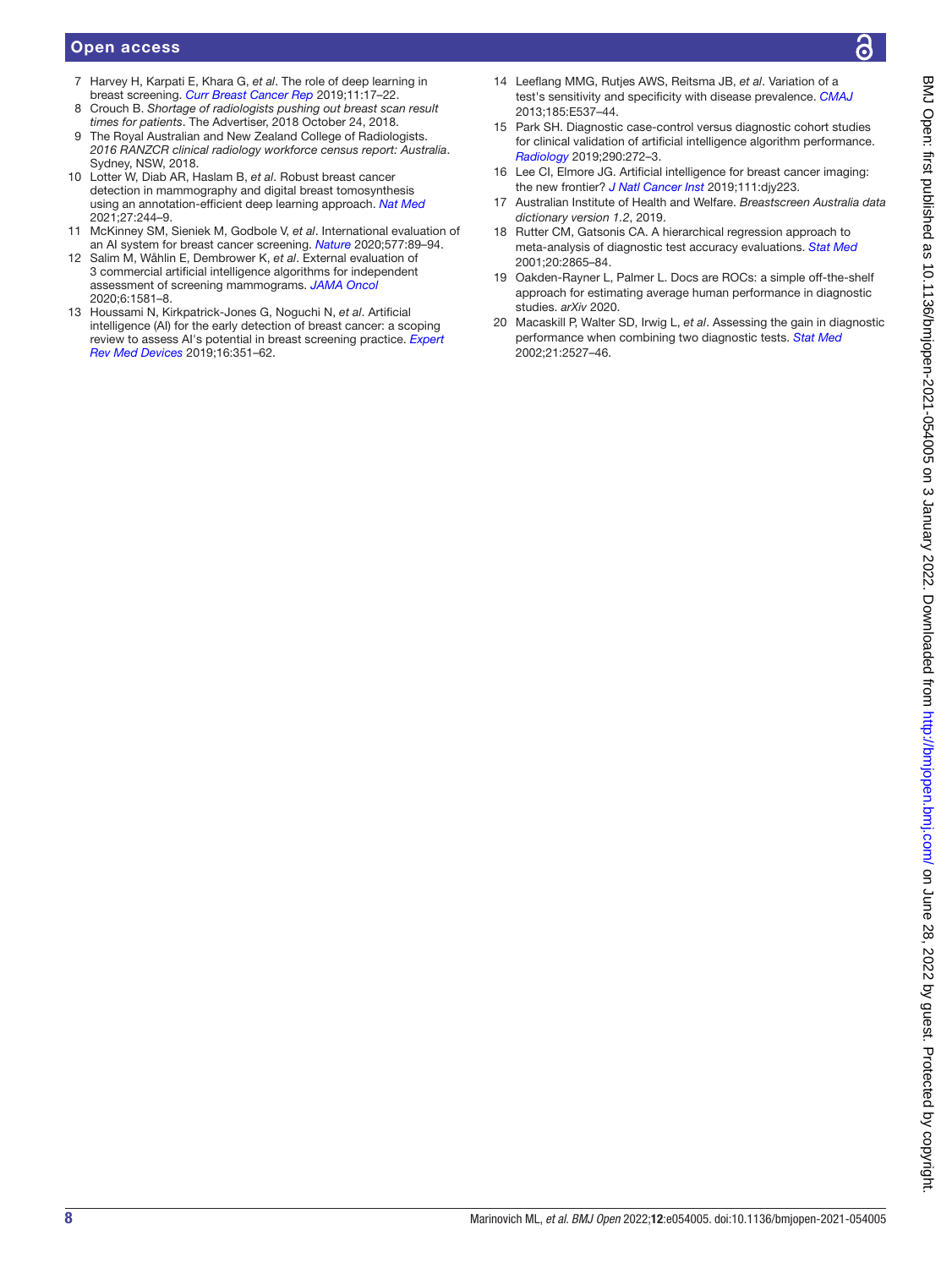7 Harvey H, Karpati E, Khara G, *et al*. The role of deep learning in breast screening. *Curr Breast Cancer Rep* 2019;11:17–22.
8 Crouch B. *Shortage of radiologists pushing out breast scan result times for patients*. The Advertiser, 2018 October 24, 2018.
9 The Royal Australian and New Zealand College of Radiologists. *2016 RANZCR clinical radiology workforce census report: Australia*. Sydney, NSW, 2018.
10 Lotter W, Diab AR, Haslam B, *et al*. Robust breast cancer detection in mammography and digital breast tomosynthesis using an annotation-efficient deep learning approach. *Nat Med* 2021;27:244–9.
11 McKinney SM, Sieniek M, Godbole V, *et al*. International evaluation of an AI system for breast cancer screening. *Nature* 2020;577:89–94.
12 Salim M, Wåhlin E, Dembrower K, *et al*. External evaluation of 3 commercial artificial intelligence algorithms for independent assessment of screening mammograms. *JAMA Oncol* 2020;6:1581–8.
13 Houssami N, Kirkpatrick-Jones G, Noguchi N, *et al*. Artificial intelligence (AI) for the early detection of breast cancer: a scoping review to assess AI's potential in breast screening practice. *Expert Rev Med Devices* 2019;16:351–62.
14 Leeflang MMG, Rutjes AWS, Reitsma JB, *et al*. Variation of a test's sensitivity and specificity with disease prevalence. *CMAJ* 2013;185:E537–44.
15 Park SH. Diagnostic case-control versus diagnostic cohort studies for clinical validation of artificial intelligence algorithm performance. *Radiology* 2019;290:272–3.
16 Lee CI, Elmore JG. Artificial intelligence for breast cancer imaging: the new frontier? *J Natl Cancer Inst* 2019;111:djy223.
17 Australian Institute of Health and Welfare. *Breastscreen Australia data dictionary version 1.2*, 2019.
18 Rutter CM, Gatsonis CA. A hierarchical regression approach to meta-analysis of diagnostic test accuracy evaluations. *Stat Med* 2001;20:2865–84.
19 Oakden-Rayner L, Palmer L. Docs are ROCs: a simple off-the-shelf approach for estimating average human performance in diagnostic studies. *arXiv* 2020.
20 Macaskill P, Walter SD, Irwig L, *et al*. Assessing the gain in diagnostic performance when combining two diagnostic tests. *Stat Med* 2002;21:2527–46.